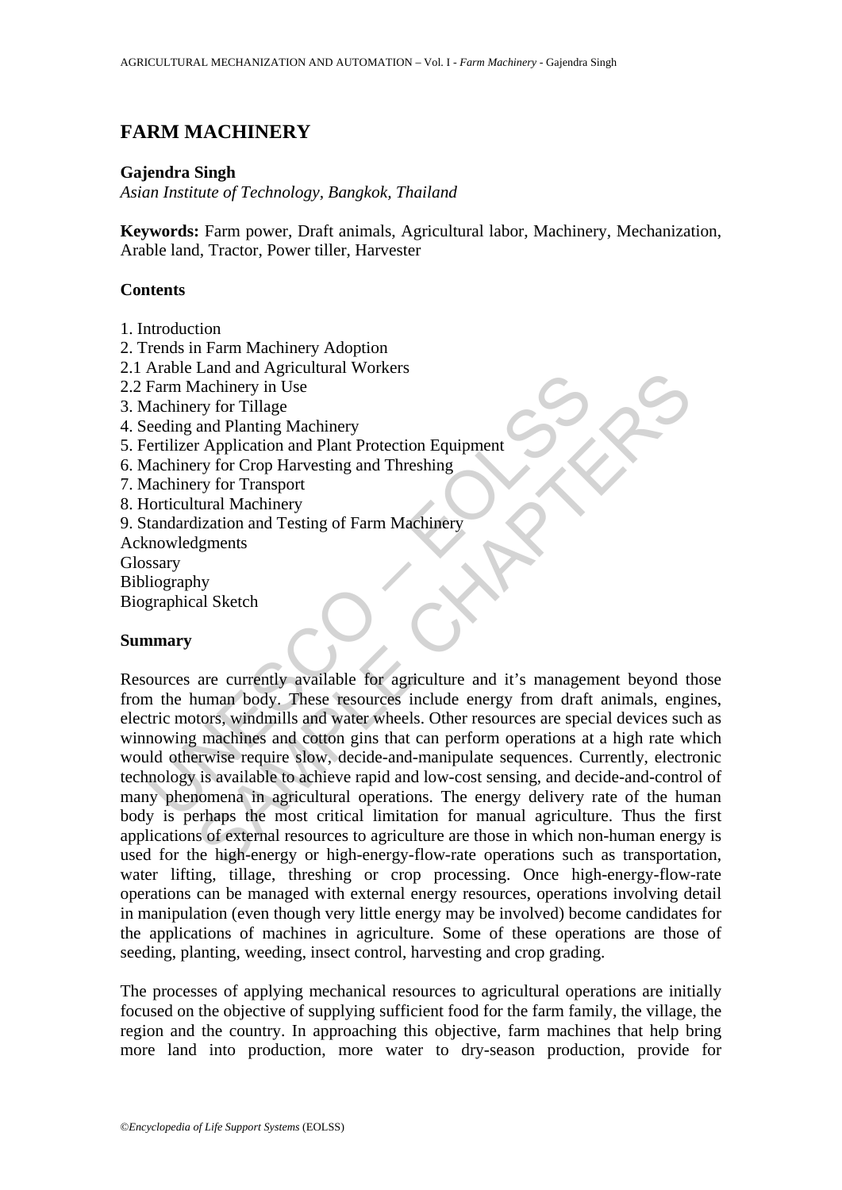# FARM MACHINERY

**Gajendra Singh**

*Asian Institute of Technology, Bangkok, Thailand*

**Keywords:** Farm power, Draft animals, Agricultural labor, Machinery, Mechanization, Arable land, Tractor, Power tiller, Harvester

## Contents

1. Introduction
2. Trends in Farm Machinery Adoption
2.1 Arable Land and Agricultural Workers
2.2 Farm Machinery in Use
3. Machinery for Tillage
4. Seeding and Planting Machinery
5. Fertilizer Application and Plant Protection Equipment
6. Machinery for Crop Harvesting and Threshing
7. Machinery for Transport
8. Horticultural Machinery
9. Standardization and Testing of Farm Machinery

Acknowledgments
Glossary
Bibliography
Biographical Sketch

## Summary

Resources are currently available for agriculture and it's management beyond those from the human body. These resources include energy from draft animals, engines, electric motors, windmills and water wheels. Other resources are special devices such as winnowing machines and cotton gins that can perform operations at a high rate which would otherwise require slow, decide-and-manipulate sequences. Currently, electronic technology is available to achieve rapid and low-cost sensing, and decide-and-control of many phenomena in agricultural operations. The energy delivery rate of the human body is perhaps the most critical limitation for manual agriculture. Thus the first applications of external resources to agriculture are those in which non-human energy is used for the high-energy or high-energy-flow-rate operations such as transportation, water lifting, tillage, threshing or crop processing. Once high-energy-flow-rate operations can be managed with external energy resources, operations involving detail in manipulation (even though very little energy may be involved) become candidates for the applications of machines in agriculture. Some of these operations are those of seeding, planting, weeding, insect control, harvesting and crop grading.

The processes of applying mechanical resources to agricultural operations are initially focused on the objective of supplying sufficient food for the farm family, the village, the region and the country. In approaching this objective, farm machines that help bring more land into production, more water to dry-season production, provide for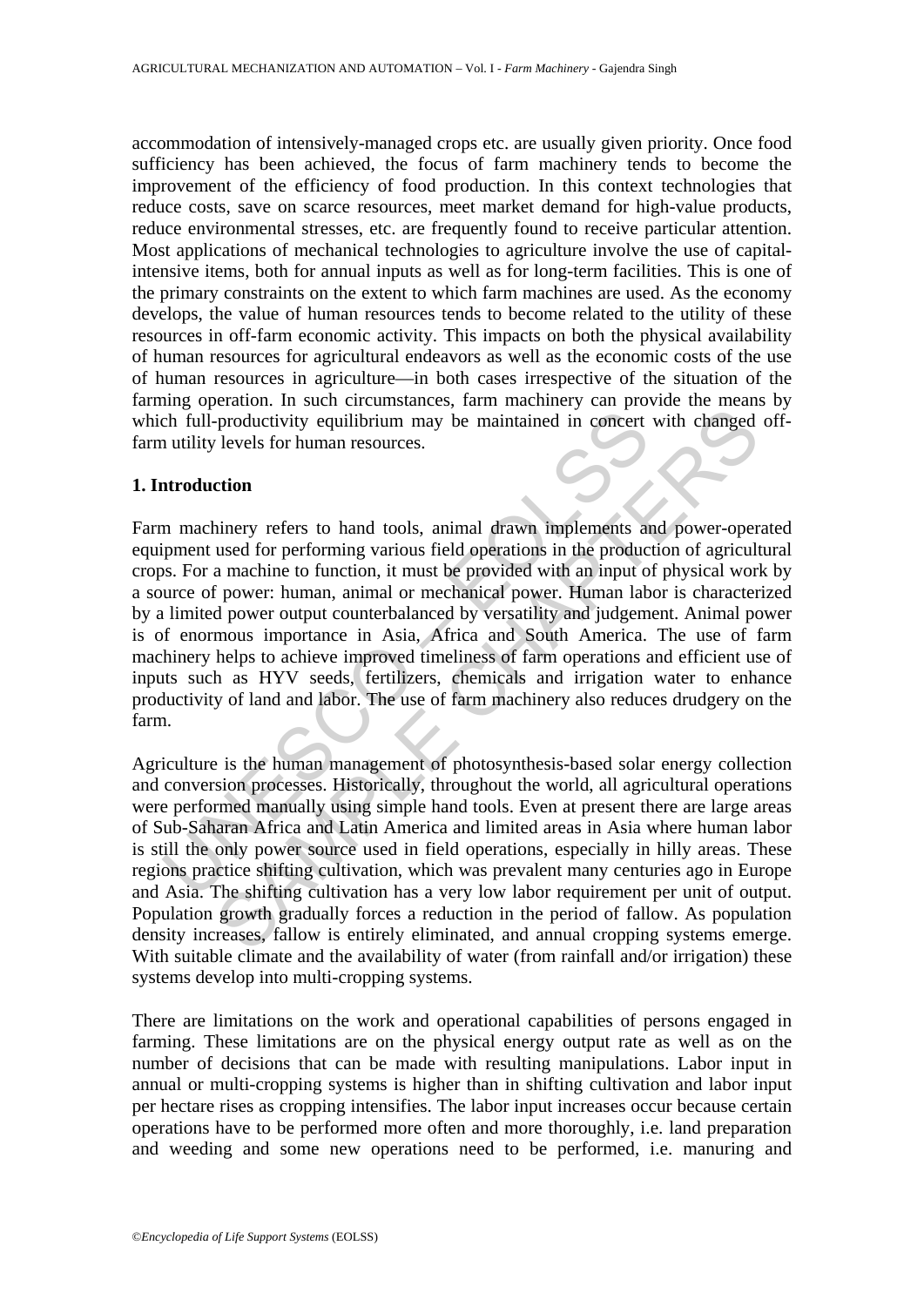accommodation of intensively-managed crops etc. are usually given priority. Once food sufficiency has been achieved, the focus of farm machinery tends to become the improvement of the efficiency of food production. In this context technologies that reduce costs, save on scarce resources, meet market demand for high-value products, reduce environmental stresses, etc. are frequently found to receive particular attention. Most applications of mechanical technologies to agriculture involve the use of capital-intensive items, both for annual inputs as well as for long-term facilities. This is one of the primary constraints on the extent to which farm machines are used. As the economy develops, the value of human resources tends to become related to the utility of these resources in off-farm economic activity. This impacts on both the physical availability of human resources for agricultural endeavors as well as the economic costs of the use of human resources in agriculture—in both cases irrespective of the situation of the farming operation. In such circumstances, farm machinery can provide the means by which full-productivity equilibrium may be maintained in concert with changed off-farm utility levels for human resources.

## 1. Introduction

Farm machinery refers to hand tools, animal drawn implements and power-operated equipment used for performing various field operations in the production of agricultural crops. For a machine to function, it must be provided with an input of physical work by a source of power: human, animal or mechanical power. Human labor is characterized by a limited power output counterbalanced by versatility and judgement. Animal power is of enormous importance in Asia, Africa and South America. The use of farm machinery helps to achieve improved timeliness of farm operations and efficient use of inputs such as HYV seeds, fertilizers, chemicals and irrigation water to enhance productivity of land and labor. The use of farm machinery also reduces drudgery on the farm.

Agriculture is the human management of photosynthesis-based solar energy collection and conversion processes. Historically, throughout the world, all agricultural operations were performed manually using simple hand tools. Even at present there are large areas of Sub-Saharan Africa and Latin America and limited areas in Asia where human labor is still the only power source used in field operations, especially in hilly areas. These regions practice shifting cultivation, which was prevalent many centuries ago in Europe and Asia. The shifting cultivation has a very low labor requirement per unit of output. Population growth gradually forces a reduction in the period of fallow. As population density increases, fallow is entirely eliminated, and annual cropping systems emerge. With suitable climate and the availability of water (from rainfall and/or irrigation) these systems develop into multi-cropping systems.

There are limitations on the work and operational capabilities of persons engaged in farming. These limitations are on the physical energy output rate as well as on the number of decisions that can be made with resulting manipulations. Labor input in annual or multi-cropping systems is higher than in shifting cultivation and labor input per hectare rises as cropping intensifies. The labor input increases occur because certain operations have to be performed more often and more thoroughly, i.e. land preparation and weeding and some new operations need to be performed, i.e. manuring and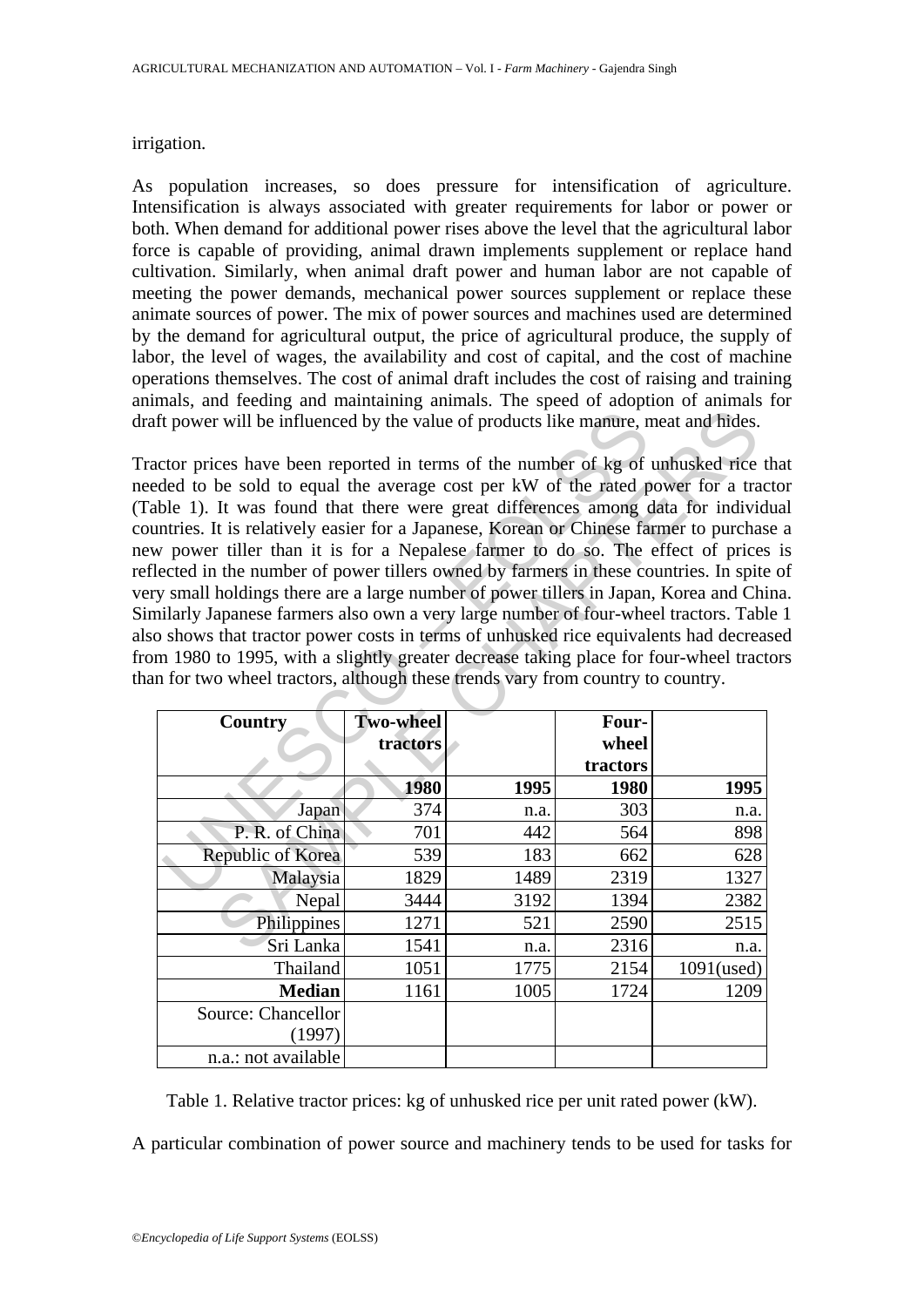irrigation.

As population increases, so does pressure for intensification of agriculture. Intensification is always associated with greater requirements for labor or power or both. When demand for additional power rises above the level that the agricultural labor force is capable of providing, animal drawn implements supplement or replace hand cultivation. Similarly, when animal draft power and human labor are not capable of meeting the power demands, mechanical power sources supplement or replace these animate sources of power. The mix of power sources and machines used are determined by the demand for agricultural output, the price of agricultural produce, the supply of labor, the level of wages, the availability and cost of capital, and the cost of machine operations themselves. The cost of animal draft includes the cost of raising and training animals, and feeding and maintaining animals. The speed of adoption of animals for draft power will be influenced by the value of products like manure, meat and hides.

Tractor prices have been reported in terms of the number of kg of unhusked rice that needed to be sold to equal the average cost per kW of the rated power for a tractor (Table 1). It was found that there were great differences among data for individual countries. It is relatively easier for a Japanese, Korean or Chinese farmer to purchase a new power tiller than it is for a Nepalese farmer to do so. The effect of prices is reflected in the number of power tillers owned by farmers in these countries. In spite of very small holdings there are a large number of power tillers in Japan, Korea and China. Similarly Japanese farmers also own a very large number of four-wheel tractors. Table 1 also shows that tractor power costs in terms of unhusked rice equivalents had decreased from 1980 to 1995, with a slightly greater decrease taking place for four-wheel tractors than for two wheel tractors, although these trends vary from country to country.

| Country | Two-wheel tractors | | Four-wheel tractors | |
|---|---|---|---|---|
| | **1980** | **1995** | **1980** | **1995** |
| Japan | 374 | n.a. | 303 | n.a. |
| P. R. of China | 701 | 442 | 564 | 898 |
| Republic of Korea | 539 | 183 | 662 | 628 |
| Malaysia | 1829 | 1489 | 2319 | 1327 |
| Nepal | 3444 | 3192 | 1394 | 2382 |
| Philippines | 1271 | 521 | 2590 | 2515 |
| Sri Lanka | 1541 | n.a. | 2316 | n.a. |
| Thailand | 1051 | 1775 | 2154 | 1091(used) |
| **Median** | 1161 | 1005 | 1724 | 1209 |
| Source: Chancellor (1997) | | | | |
| n.a.: not available | | | | |

Table 1. Relative tractor prices: kg of unhusked rice per unit rated power (kW).

A particular combination of power source and machinery tends to be used for tasks for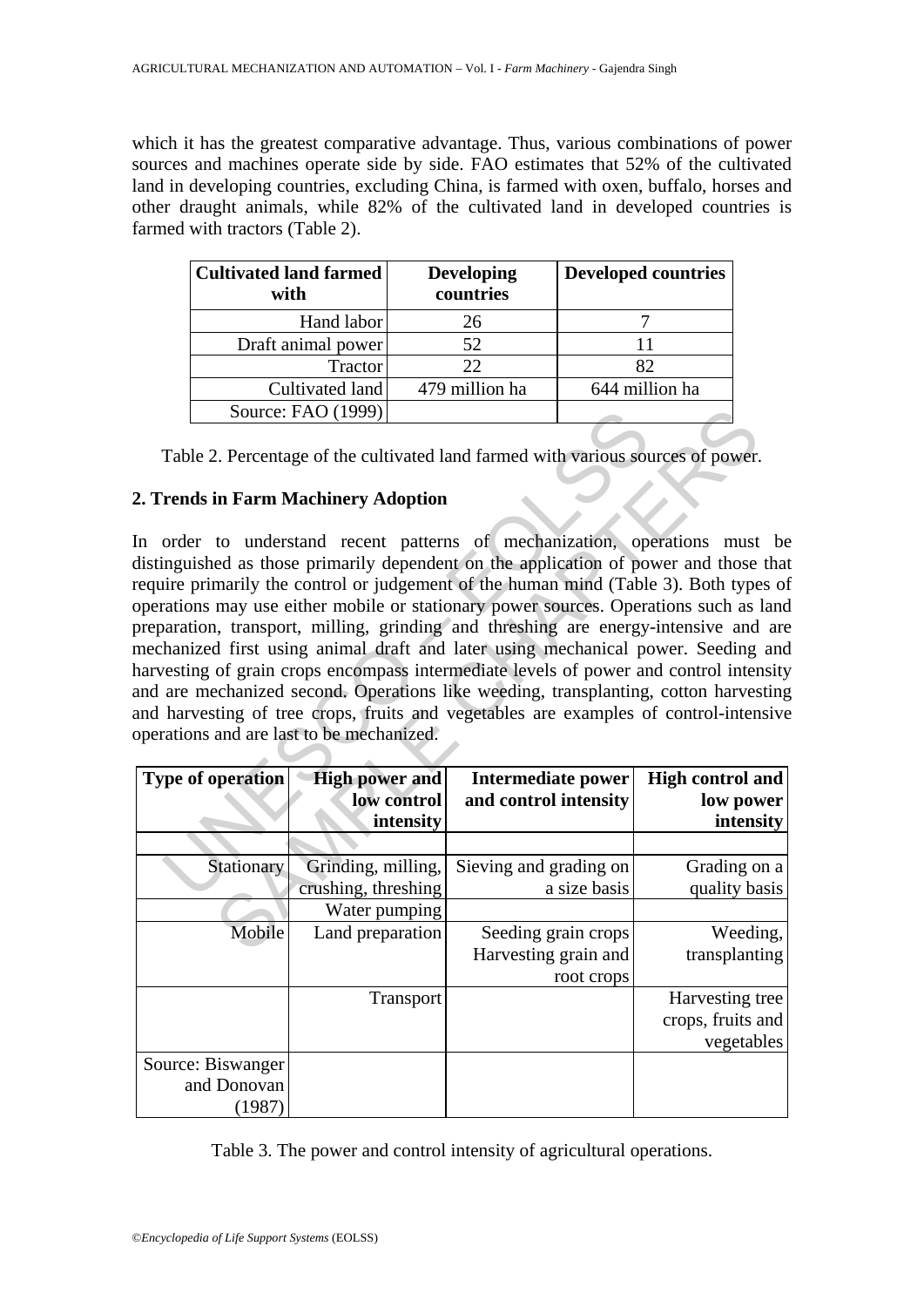which it has the greatest comparative advantage. Thus, various combinations of power sources and machines operate side by side. FAO estimates that 52% of the cultivated land in developing countries, excluding China, is farmed with oxen, buffalo, horses and other draught animals, while 82% of the cultivated land in developed countries is farmed with tractors (Table 2).

| Cultivated land farmed with | Developing countries | Developed countries |
|---|---|---|
| Hand labor | 26 | 7 |
| Draft animal power | 52 | 11 |
| Tractor | 22 | 82 |
| Cultivated land | 479 million ha | 644 million ha |
| Source: FAO (1999) | | |

Table 2. Percentage of the cultivated land farmed with various sources of power.

## 2. Trends in Farm Machinery Adoption

In order to understand recent patterns of mechanization, operations must be distinguished as those primarily dependent on the application of power and those that require primarily the control or judgement of the human mind (Table 3). Both types of operations may use either mobile or stationary power sources. Operations such as land preparation, transport, milling, grinding and threshing are energy-intensive and are mechanized first using animal draft and later using mechanical power. Seeding and harvesting of grain crops encompass intermediate levels of power and control intensity and are mechanized second. Operations like weeding, transplanting, cotton harvesting and harvesting of tree crops, fruits and vegetables are examples of control-intensive operations and are last to be mechanized.

| Type of operation | High power and low control intensity | Intermediate power and control intensity | High control and low power intensity |
|---|---|---|---|
| | | | |
| Stationary | Grinding, milling, crushing, threshing | Sieving and grading on a size basis | Grading on a quality basis |
| | Water pumping | | |
| Mobile | Land preparation | Seeding grain crops Harvesting grain and root crops | Weeding, transplanting |
| | Transport | | Harvesting tree crops, fruits and vegetables |
| Source: Biswanger and Donovan (1987) | | | |

Table 3. The power and control intensity of agricultural operations.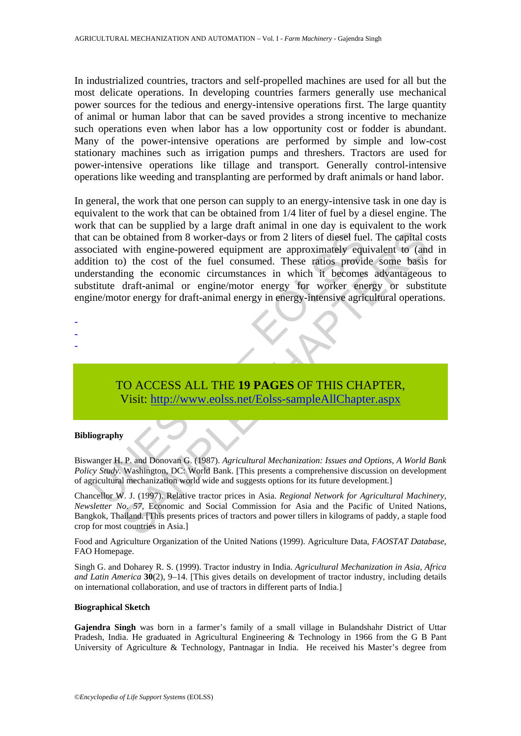In industrialized countries, tractors and self-propelled machines are used for all but the most delicate operations. In developing countries farmers generally use mechanical power sources for the tedious and energy-intensive operations first. The large quantity of animal or human labor that can be saved provides a strong incentive to mechanize such operations even when labor has a low opportunity cost or fodder is abundant. Many of the power-intensive operations are performed by simple and low-cost stationary machines such as irrigation pumps and threshers. Tractors are used for power-intensive operations like tillage and transport. Generally control-intensive operations like weeding and transplanting are performed by draft animals or hand labor.

In general, the work that one person can supply to an energy-intensive task in one day is equivalent to the work that can be obtained from 1/4 liter of fuel by a diesel engine. The work that can be supplied by a large draft animal in one day is equivalent to the work that can be obtained from 8 worker-days or from 2 liters of diesel fuel. The capital costs associated with engine-powered equipment are approximately equivalent to (and in addition to) the cost of the fuel consumed. These ratios provide some basis for understanding the economic circumstances in which it becomes advantageous to substitute draft-animal or engine/motor energy for worker energy or substitute engine/motor energy for draft-animal energy in energy-intensive agricultural operations.

-
-
-

TO ACCESS ALL THE **19 PAGES** OF THIS CHAPTER,
Visit: http://www.eolss.net/Eolss-sampleAllChapter.aspx

**Bibliography**

Biswanger H. P. and Donovan G. (1987). *Agricultural Mechanization: Issues and Options, A World Bank Policy Study*. Washington, DC: World Bank. [This presents a comprehensive discussion on development of agricultural mechanization world wide and suggests options for its future development.]

Chancellor W. J. (1997). Relative tractor prices in Asia. *Regional Network for Agricultural Machinery, Newsletter No. 57*, Economic and Social Commission for Asia and the Pacific of United Nations, Bangkok, Thailand. [This presents prices of tractors and power tillers in kilograms of paddy, a staple food crop for most countries in Asia.]

Food and Agriculture Organization of the United Nations (1999). Agriculture Data, *FAOSTAT Database*, FAO Homepage.

Singh G. and Doharey R. S. (1999). Tractor industry in India. *Agricultural Mechanization in Asia, Africa and Latin America* **30**(2), 9–14. [This gives details on development of tractor industry, including details on international collaboration, and use of tractors in different parts of India.]

**Biographical Sketch**

**Gajendra Singh** was born in a farmer's family of a small village in Bulandshahr District of Uttar Pradesh, India. He graduated in Agricultural Engineering & Technology in 1966 from the G B Pant University of Agriculture & Technology, Pantnagar in India. He received his Master's degree from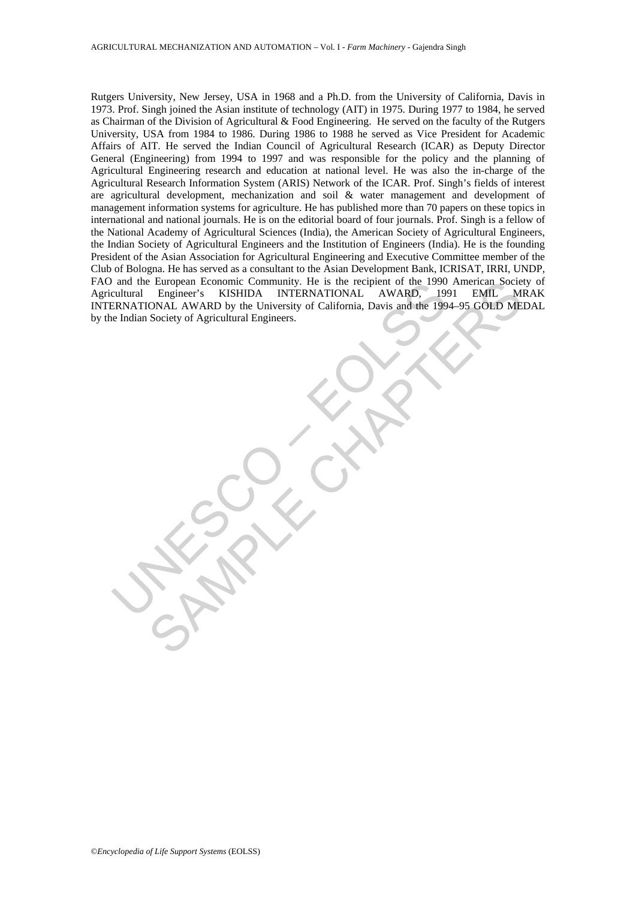Rutgers University, New Jersey, USA in 1968 and a Ph.D. from the University of California, Davis in 1973. Prof. Singh joined the Asian institute of technology (AIT) in 1975. During 1977 to 1984, he served as Chairman of the Division of Agricultural & Food Engineering. He served on the faculty of the Rutgers University, USA from 1984 to 1986. During 1986 to 1988 he served as Vice President for Academic Affairs of AIT. He served the Indian Council of Agricultural Research (ICAR) as Deputy Director General (Engineering) from 1994 to 1997 and was responsible for the policy and the planning of Agricultural Engineering research and education at national level. He was also the in-charge of the Agricultural Research Information System (ARIS) Network of the ICAR. Prof. Singh's fields of interest are agricultural development, mechanization and soil & water management and development of management information systems for agriculture. He has published more than 70 papers on these topics in international and national journals. He is on the editorial board of four journals. Prof. Singh is a fellow of the National Academy of Agricultural Sciences (India), the American Society of Agricultural Engineers, the Indian Society of Agricultural Engineers and the Institution of Engineers (India). He is the founding President of the Asian Association for Agricultural Engineering and Executive Committee member of the Club of Bologna. He has served as a consultant to the Asian Development Bank, ICRISAT, IRRI, UNDP, FAO and the European Economic Community. He is the recipient of the 1990 American Society of Agricultural Engineer's KISHIDA INTERNATIONAL AWARD, 1991 EMIL MRAK INTERNATIONAL AWARD by the University of California, Davis and the 1994–95 GOLD MEDAL by the Indian Society of Agricultural Engineers.